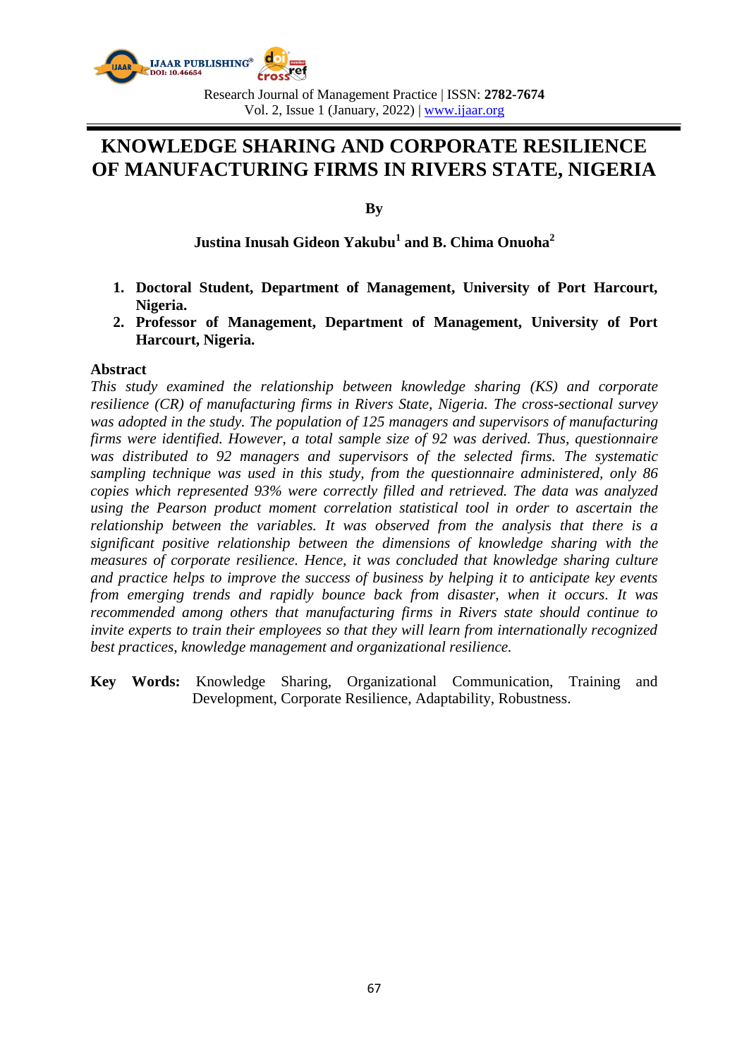# KNOWLEDGE SHARING AND CORPORATE RESILIENCE OF MANUFACTURING FIRMS IN RIVERS STATE, NIGERIA

**By**

**Justina Inusah Gideon Yakubu[1] and B. Chima Onuoha[2]**

1. **Doctoral Student, Department of Management, University of Port Harcourt, Nigeria.**
2. **Professor of Management, Department of Management, University of Port Harcourt, Nigeria.**

## Abstract

*This study examined the relationship between knowledge sharing (KS) and corporate resilience (CR) of manufacturing firms in Rivers State, Nigeria. The cross-sectional survey was adopted in the study. The population of 125 managers and supervisors of manufacturing firms were identified. However, a total sample size of 92 was derived. Thus, questionnaire was distributed to 92 managers and supervisors of the selected firms. The systematic sampling technique was used in this study, from the questionnaire administered, only 86 copies which represented 93% were correctly filled and retrieved. The data was analyzed using the Pearson product moment correlation statistical tool in order to ascertain the relationship between the variables. It was observed from the analysis that there is a significant positive relationship between the dimensions of knowledge sharing with the measures of corporate resilience. Hence, it was concluded that knowledge sharing culture and practice helps to improve the success of business by helping it to anticipate key events from emerging trends and rapidly bounce back from disaster, when it occurs. It was recommended among others that manufacturing firms in Rivers state should continue to invite experts to train their employees so that they will learn from internationally recognized best practices, knowledge management and organizational resilience.*

**Key Words:** Knowledge Sharing, Organizational Communication, Training and Development, Corporate Resilience, Adaptability, Robustness.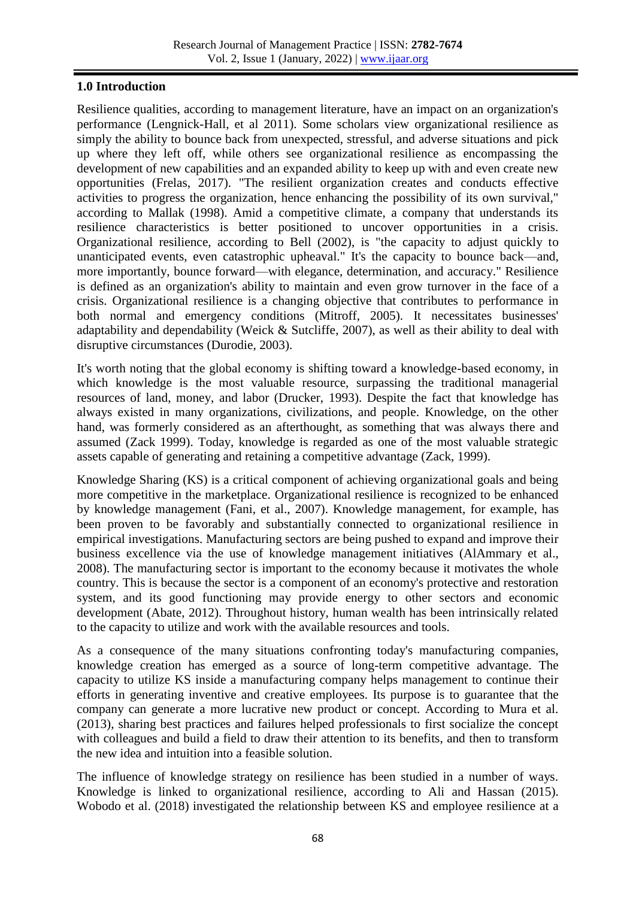## 1.0 Introduction

Resilience qualities, according to management literature, have an impact on an organization's performance (Lengnick-Hall, et al 2011). Some scholars view organizational resilience as simply the ability to bounce back from unexpected, stressful, and adverse situations and pick up where they left off, while others see organizational resilience as encompassing the development of new capabilities and an expanded ability to keep up with and even create new opportunities (Frelas, 2017). "The resilient organization creates and conducts effective activities to progress the organization, hence enhancing the possibility of its own survival," according to Mallak (1998). Amid a competitive climate, a company that understands its resilience characteristics is better positioned to uncover opportunities in a crisis. Organizational resilience, according to Bell (2002), is "the capacity to adjust quickly to unanticipated events, even catastrophic upheaval." It's the capacity to bounce back—and, more importantly, bounce forward—with elegance, determination, and accuracy." Resilience is defined as an organization's ability to maintain and even grow turnover in the face of a crisis. Organizational resilience is a changing objective that contributes to performance in both normal and emergency conditions (Mitroff, 2005). It necessitates businesses' adaptability and dependability (Weick & Sutcliffe, 2007), as well as their ability to deal with disruptive circumstances (Durodie, 2003).

It's worth noting that the global economy is shifting toward a knowledge-based economy, in which knowledge is the most valuable resource, surpassing the traditional managerial resources of land, money, and labor (Drucker, 1993). Despite the fact that knowledge has always existed in many organizations, civilizations, and people. Knowledge, on the other hand, was formerly considered as an afterthought, as something that was always there and assumed (Zack 1999). Today, knowledge is regarded as one of the most valuable strategic assets capable of generating and retaining a competitive advantage (Zack, 1999).

Knowledge Sharing (KS) is a critical component of achieving organizational goals and being more competitive in the marketplace. Organizational resilience is recognized to be enhanced by knowledge management (Fani, et al., 2007). Knowledge management, for example, has been proven to be favorably and substantially connected to organizational resilience in empirical investigations. Manufacturing sectors are being pushed to expand and improve their business excellence via the use of knowledge management initiatives (AlAmmary et al., 2008). The manufacturing sector is important to the economy because it motivates the whole country. This is because the sector is a component of an economy's protective and restoration system, and its good functioning may provide energy to other sectors and economic development (Abate, 2012). Throughout history, human wealth has been intrinsically related to the capacity to utilize and work with the available resources and tools.

As a consequence of the many situations confronting today's manufacturing companies, knowledge creation has emerged as a source of long-term competitive advantage. The capacity to utilize KS inside a manufacturing company helps management to continue their efforts in generating inventive and creative employees. Its purpose is to guarantee that the company can generate a more lucrative new product or concept. According to Mura et al. (2013), sharing best practices and failures helped professionals to first socialize the concept with colleagues and build a field to draw their attention to its benefits, and then to transform the new idea and intuition into a feasible solution.

The influence of knowledge strategy on resilience has been studied in a number of ways. Knowledge is linked to organizational resilience, according to Ali and Hassan (2015). Wobodo et al. (2018) investigated the relationship between KS and employee resilience at a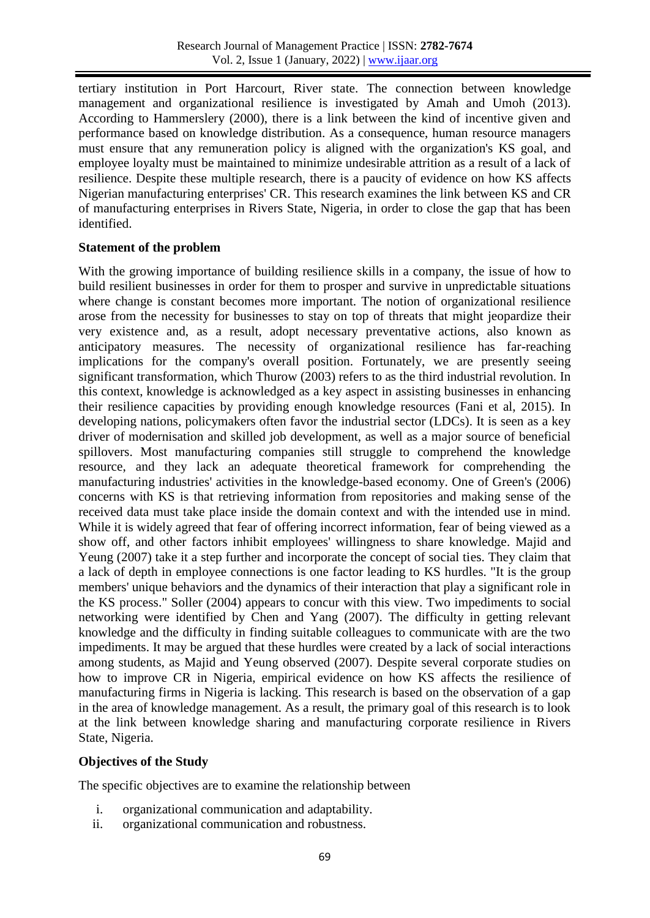tertiary institution in Port Harcourt, River state. The connection between knowledge management and organizational resilience is investigated by Amah and Umoh (2013). According to Hammerslery (2000), there is a link between the kind of incentive given and performance based on knowledge distribution. As a consequence, human resource managers must ensure that any remuneration policy is aligned with the organization's KS goal, and employee loyalty must be maintained to minimize undesirable attrition as a result of a lack of resilience. Despite these multiple research, there is a paucity of evidence on how KS affects Nigerian manufacturing enterprises' CR. This research examines the link between KS and CR of manufacturing enterprises in Rivers State, Nigeria, in order to close the gap that has been identified.

**Statement of the problem**

With the growing importance of building resilience skills in a company, the issue of how to build resilient businesses in order for them to prosper and survive in unpredictable situations where change is constant becomes more important. The notion of organizational resilience arose from the necessity for businesses to stay on top of threats that might jeopardize their very existence and, as a result, adopt necessary preventative actions, also known as anticipatory measures. The necessity of organizational resilience has far-reaching implications for the company's overall position. Fortunately, we are presently seeing significant transformation, which Thurow (2003) refers to as the third industrial revolution. In this context, knowledge is acknowledged as a key aspect in assisting businesses in enhancing their resilience capacities by providing enough knowledge resources (Fani et al, 2015). In developing nations, policymakers often favor the industrial sector (LDCs). It is seen as a key driver of modernisation and skilled job development, as well as a major source of beneficial spillovers. Most manufacturing companies still struggle to comprehend the knowledge resource, and they lack an adequate theoretical framework for comprehending the manufacturing industries' activities in the knowledge-based economy. One of Green's (2006) concerns with KS is that retrieving information from repositories and making sense of the received data must take place inside the domain context and with the intended use in mind. While it is widely agreed that fear of offering incorrect information, fear of being viewed as a show off, and other factors inhibit employees' willingness to share knowledge. Majid and Yeung (2007) take it a step further and incorporate the concept of social ties. They claim that a lack of depth in employee connections is one factor leading to KS hurdles. "It is the group members' unique behaviors and the dynamics of their interaction that play a significant role in the KS process." Soller (2004) appears to concur with this view. Two impediments to social networking were identified by Chen and Yang (2007). The difficulty in getting relevant knowledge and the difficulty in finding suitable colleagues to communicate with are the two impediments. It may be argued that these hurdles were created by a lack of social interactions among students, as Majid and Yeung observed (2007). Despite several corporate studies on how to improve CR in Nigeria, empirical evidence on how KS affects the resilience of manufacturing firms in Nigeria is lacking. This research is based on the observation of a gap in the area of knowledge management. As a result, the primary goal of this research is to look at the link between knowledge sharing and manufacturing corporate resilience in Rivers State, Nigeria.

**Objectives of the Study**

The specific objectives are to examine the relationship between

i. organizational communication and adaptability.
ii. organizational communication and robustness.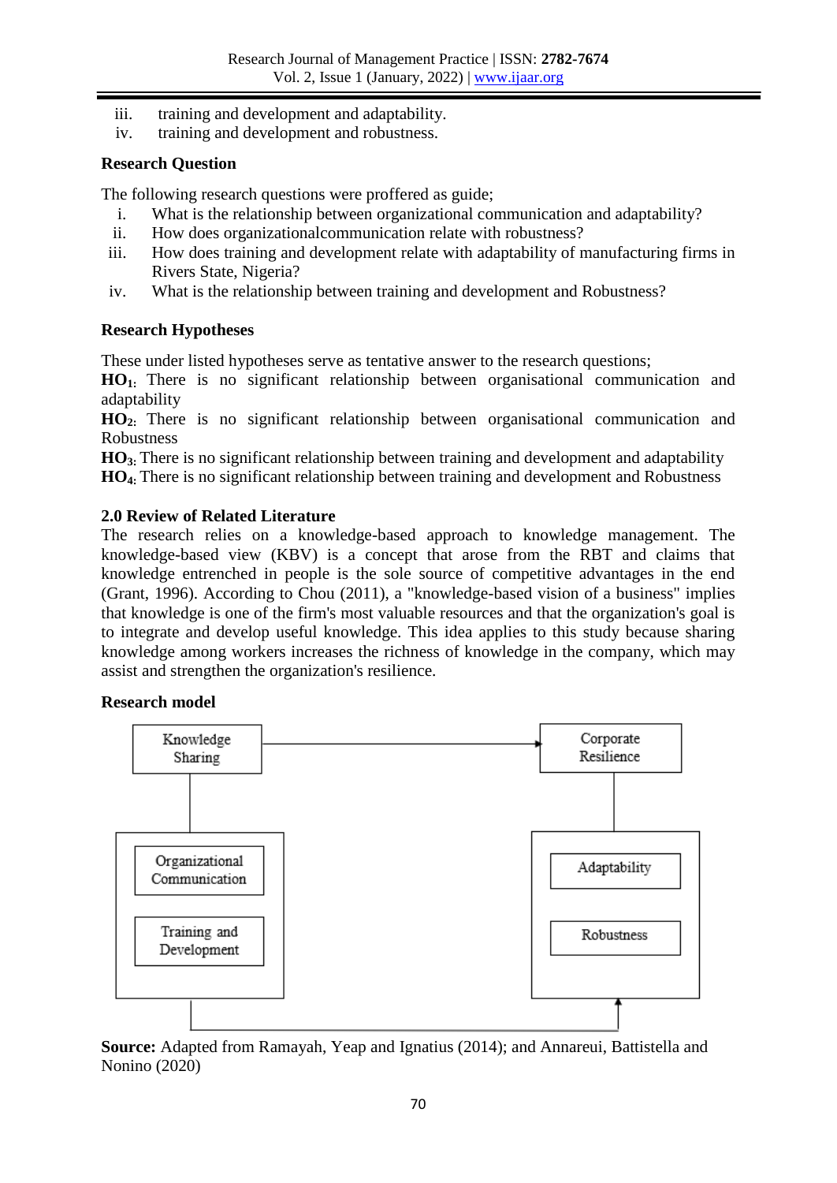iii. training and development and adaptability.

iv. training and development and robustness.

**Research Question**

The following research questions were proffered as guide;

i. What is the relationship between organizational communication and adaptability?
ii. How does organizationalcommunication relate with robustness?
iii. How does training and development relate with adaptability of manufacturing firms in Rivers State, Nigeria?
iv. What is the relationship between training and development and Robustness?

**Research Hypotheses**

These under listed hypotheses serve as tentative answer to the research questions;

**HO$_1$:** There is no significant relationship between organisational communication and adaptability

**HO$_2$:** There is no significant relationship between organisational communication and Robustness

**HO$_3$:** There is no significant relationship between training and development and adaptability

**HO$_4$:** There is no significant relationship between training and development and Robustness

**2.0 Review of Related Literature**

The research relies on a knowledge-based approach to knowledge management. The knowledge-based view (KBV) is a concept that arose from the RBT and claims that knowledge entrenched in people is the sole source of competitive advantages in the end (Grant, 1996). According to Chou (2011), a "knowledge-based vision of a business" implies that knowledge is one of the firm's most valuable resources and that the organization's goal is to integrate and develop useful knowledge. This idea applies to this study because sharing knowledge among workers increases the richness of knowledge in the company, which may assist and strengthen the organization's resilience.

**Research model**

Knowledge Sharing → Corporate Resilience

Organizational Communication; Training and Development → Adaptability; Robustness

**Source:** Adapted from Ramayah, Yeap and Ignatius (2014); and Annareui, Battistella and Nonino (2020)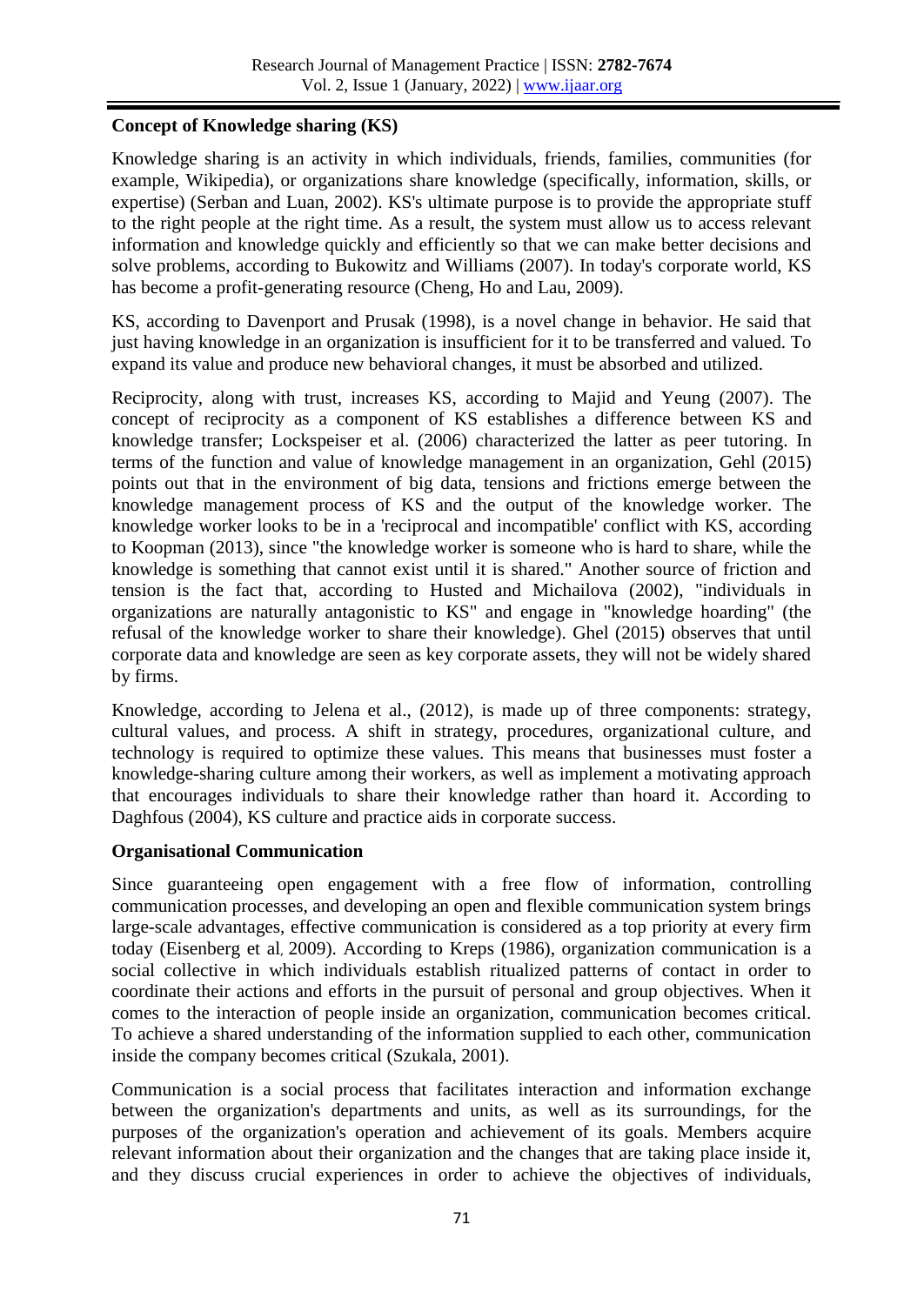**Concept of Knowledge sharing (KS)**

Knowledge sharing is an activity in which individuals, friends, families, communities (for example, Wikipedia), or organizations share knowledge (specifically, information, skills, or expertise) (Serban and Luan, 2002). KS's ultimate purpose is to provide the appropriate stuff to the right people at the right time. As a result, the system must allow us to access relevant information and knowledge quickly and efficiently so that we can make better decisions and solve problems, according to Bukowitz and Williams (2007). In today's corporate world, KS has become a profit-generating resource (Cheng, Ho and Lau, 2009).

KS, according to Davenport and Prusak (1998), is a novel change in behavior. He said that just having knowledge in an organization is insufficient for it to be transferred and valued. To expand its value and produce new behavioral changes, it must be absorbed and utilized.

Reciprocity, along with trust, increases KS, according to Majid and Yeung (2007). The concept of reciprocity as a component of KS establishes a difference between KS and knowledge transfer; Lockspeiser et al. (2006) characterized the latter as peer tutoring. In terms of the function and value of knowledge management in an organization, Gehl (2015) points out that in the environment of big data, tensions and frictions emerge between the knowledge management process of KS and the output of the knowledge worker. The knowledge worker looks to be in a 'reciprocal and incompatible' conflict with KS, according to Koopman (2013), since "the knowledge worker is someone who is hard to share, while the knowledge is something that cannot exist until it is shared." Another source of friction and tension is the fact that, according to Husted and Michailova (2002), "individuals in organizations are naturally antagonistic to KS" and engage in "knowledge hoarding" (the refusal of the knowledge worker to share their knowledge). Ghel (2015) observes that until corporate data and knowledge are seen as key corporate assets, they will not be widely shared by firms.

Knowledge, according to Jelena et al., (2012), is made up of three components: strategy, cultural values, and process. A shift in strategy, procedures, organizational culture, and technology is required to optimize these values. This means that businesses must foster a knowledge-sharing culture among their workers, as well as implement a motivating approach that encourages individuals to share their knowledge rather than hoard it. According to Daghfous (2004), KS culture and practice aids in corporate success.

**Organisational Communication**

Since guaranteeing open engagement with a free flow of information, controlling communication processes, and developing an open and flexible communication system brings large-scale advantages, effective communication is considered as a top priority at every firm today (Eisenberg et al, 2009). According to Kreps (1986), organization communication is a social collective in which individuals establish ritualized patterns of contact in order to coordinate their actions and efforts in the pursuit of personal and group objectives. When it comes to the interaction of people inside an organization, communication becomes critical. To achieve a shared understanding of the information supplied to each other, communication inside the company becomes critical (Szukala, 2001).

Communication is a social process that facilitates interaction and information exchange between the organization's departments and units, as well as its surroundings, for the purposes of the organization's operation and achievement of its goals. Members acquire relevant information about their organization and the changes that are taking place inside it, and they discuss crucial experiences in order to achieve the objectives of individuals,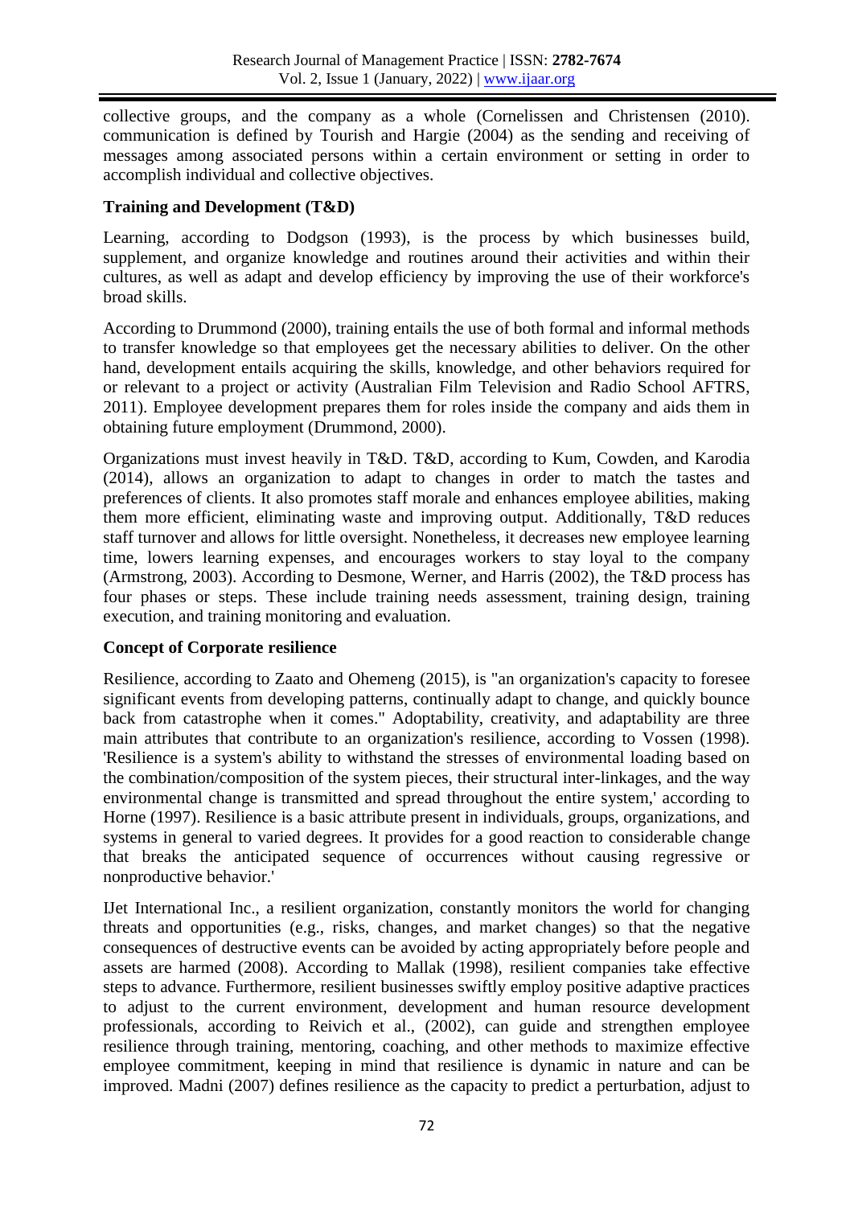collective groups, and the company as a whole (Cornelissen and Christensen (2010). communication is defined by Tourish and Hargie (2004) as the sending and receiving of messages among associated persons within a certain environment or setting in order to accomplish individual and collective objectives.

**Training and Development (T&D)**

Learning, according to Dodgson (1993), is the process by which businesses build, supplement, and organize knowledge and routines around their activities and within their cultures, as well as adapt and develop efficiency by improving the use of their workforce's broad skills.

According to Drummond (2000), training entails the use of both formal and informal methods to transfer knowledge so that employees get the necessary abilities to deliver. On the other hand, development entails acquiring the skills, knowledge, and other behaviors required for or relevant to a project or activity (Australian Film Television and Radio School AFTRS, 2011). Employee development prepares them for roles inside the company and aids them in obtaining future employment (Drummond, 2000).

Organizations must invest heavily in T&D. T&D, according to Kum, Cowden, and Karodia (2014), allows an organization to adapt to changes in order to match the tastes and preferences of clients. It also promotes staff morale and enhances employee abilities, making them more efficient, eliminating waste and improving output. Additionally, T&D reduces staff turnover and allows for little oversight. Nonetheless, it decreases new employee learning time, lowers learning expenses, and encourages workers to stay loyal to the company (Armstrong, 2003). According to Desmone, Werner, and Harris (2002), the T&D process has four phases or steps. These include training needs assessment, training design, training execution, and training monitoring and evaluation.

**Concept of Corporate resilience**

Resilience, according to Zaato and Ohemeng (2015), is "an organization's capacity to foresee significant events from developing patterns, continually adapt to change, and quickly bounce back from catastrophe when it comes." Adoptability, creativity, and adaptability are three main attributes that contribute to an organization's resilience, according to Vossen (1998). 'Resilience is a system's ability to withstand the stresses of environmental loading based on the combination/composition of the system pieces, their structural inter-linkages, and the way environmental change is transmitted and spread throughout the entire system,' according to Horne (1997). Resilience is a basic attribute present in individuals, groups, organizations, and systems in general to varied degrees. It provides for a good reaction to considerable change that breaks the anticipated sequence of occurrences without causing regressive or nonproductive behavior.'

IJet International Inc., a resilient organization, constantly monitors the world for changing threats and opportunities (e.g., risks, changes, and market changes) so that the negative consequences of destructive events can be avoided by acting appropriately before people and assets are harmed (2008). According to Mallak (1998), resilient companies take effective steps to advance. Furthermore, resilient businesses swiftly employ positive adaptive practices to adjust to the current environment, development and human resource development professionals, according to Reivich et al., (2002), can guide and strengthen employee resilience through training, mentoring, coaching, and other methods to maximize effective employee commitment, keeping in mind that resilience is dynamic in nature and can be improved. Madni (2007) defines resilience as the capacity to predict a perturbation, adjust to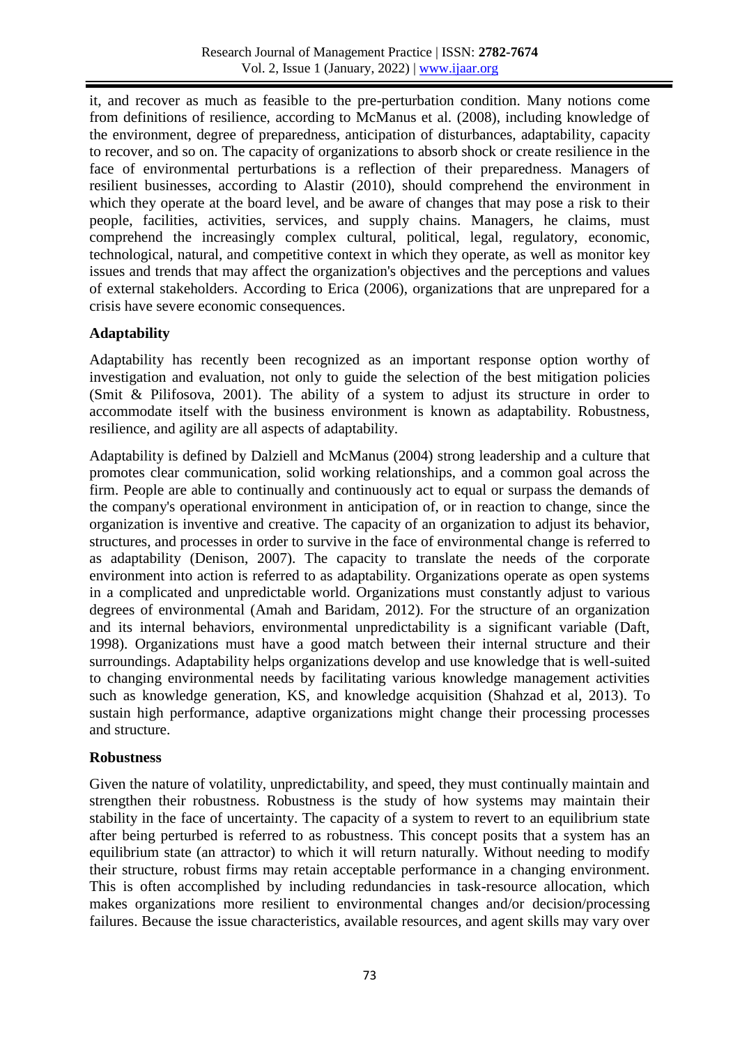it, and recover as much as feasible to the pre-perturbation condition. Many notions come from definitions of resilience, according to McManus et al. (2008), including knowledge of the environment, degree of preparedness, anticipation of disturbances, adaptability, capacity to recover, and so on. The capacity of organizations to absorb shock or create resilience in the face of environmental perturbations is a reflection of their preparedness. Managers of resilient businesses, according to Alastir (2010), should comprehend the environment in which they operate at the board level, and be aware of changes that may pose a risk to their people, facilities, activities, services, and supply chains. Managers, he claims, must comprehend the increasingly complex cultural, political, legal, regulatory, economic, technological, natural, and competitive context in which they operate, as well as monitor key issues and trends that may affect the organization's objectives and the perceptions and values of external stakeholders. According to Erica (2006), organizations that are unprepared for a crisis have severe economic consequences.

## Adaptability

Adaptability has recently been recognized as an important response option worthy of investigation and evaluation, not only to guide the selection of the best mitigation policies (Smit & Pilifosova, 2001). The ability of a system to adjust its structure in order to accommodate itself with the business environment is known as adaptability. Robustness, resilience, and agility are all aspects of adaptability.

Adaptability is defined by Dalziell and McManus (2004) strong leadership and a culture that promotes clear communication, solid working relationships, and a common goal across the firm. People are able to continually and continuously act to equal or surpass the demands of the company's operational environment in anticipation of, or in reaction to change, since the organization is inventive and creative. The capacity of an organization to adjust its behavior, structures, and processes in order to survive in the face of environmental change is referred to as adaptability (Denison, 2007). The capacity to translate the needs of the corporate environment into action is referred to as adaptability. Organizations operate as open systems in a complicated and unpredictable world. Organizations must constantly adjust to various degrees of environmental (Amah and Baridam, 2012). For the structure of an organization and its internal behaviors, environmental unpredictability is a significant variable (Daft, 1998). Organizations must have a good match between their internal structure and their surroundings. Adaptability helps organizations develop and use knowledge that is well-suited to changing environmental needs by facilitating various knowledge management activities such as knowledge generation, KS, and knowledge acquisition (Shahzad et al, 2013). To sustain high performance, adaptive organizations might change their processing processes and structure.

## Robustness

Given the nature of volatility, unpredictability, and speed, they must continually maintain and strengthen their robustness. Robustness is the study of how systems may maintain their stability in the face of uncertainty. The capacity of a system to revert to an equilibrium state after being perturbed is referred to as robustness. This concept posits that a system has an equilibrium state (an attractor) to which it will return naturally. Without needing to modify their structure, robust firms may retain acceptable performance in a changing environment. This is often accomplished by including redundancies in task-resource allocation, which makes organizations more resilient to environmental changes and/or decision/processing failures. Because the issue characteristics, available resources, and agent skills may vary over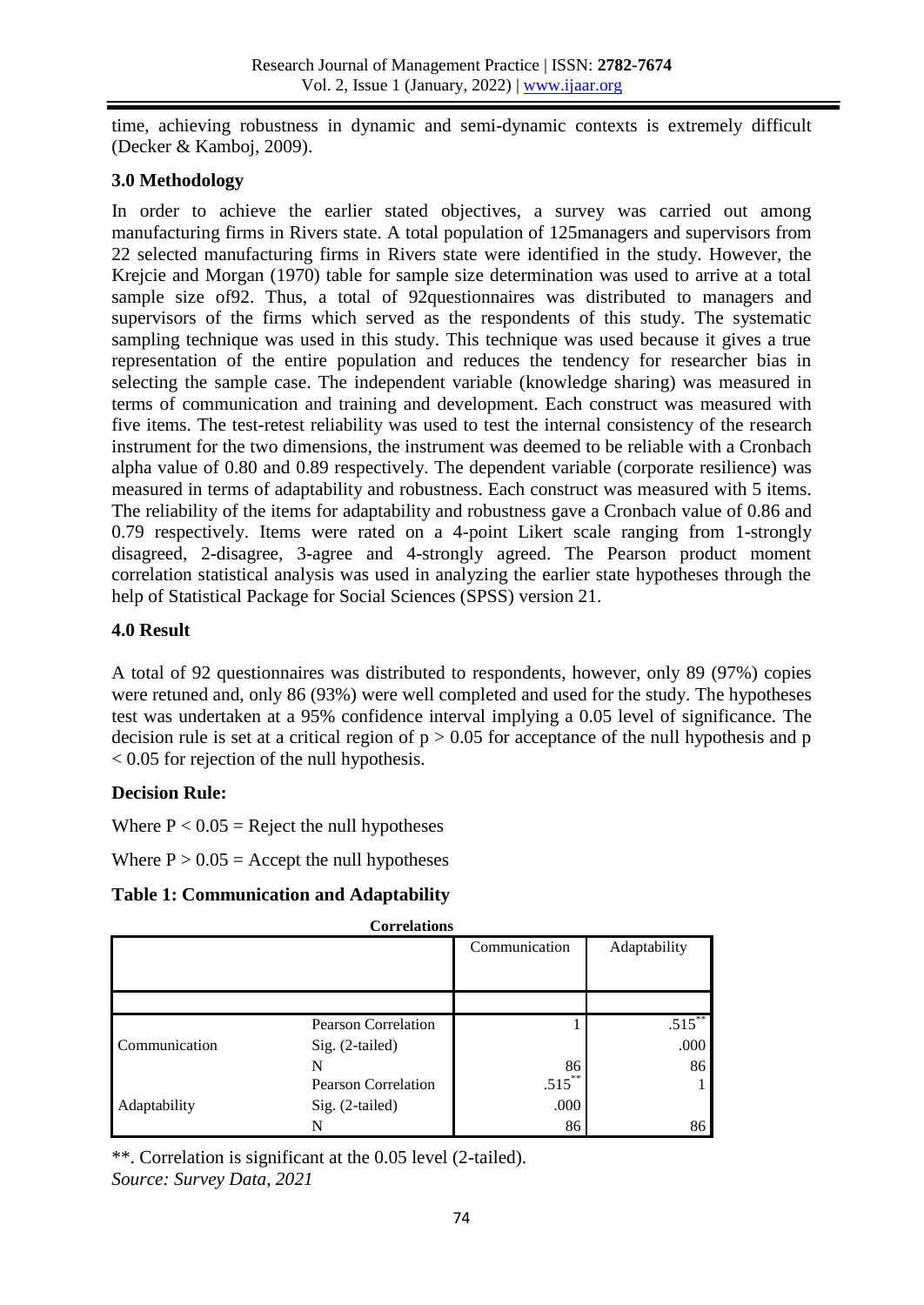time, achieving robustness in dynamic and semi-dynamic contexts is extremely difficult (Decker & Kamboj, 2009).

## 3.0 Methodology

In order to achieve the earlier stated objectives, a survey was carried out among manufacturing firms in Rivers state. A total population of 125managers and supervisors from 22 selected manufacturing firms in Rivers state were identified in the study. However, the Krejcie and Morgan (1970) table for sample size determination was used to arrive at a total sample size of92. Thus, a total of 92questionnaires was distributed to managers and supervisors of the firms which served as the respondents of this study. The systematic sampling technique was used in this study. This technique was used because it gives a true representation of the entire population and reduces the tendency for researcher bias in selecting the sample case. The independent variable (knowledge sharing) was measured in terms of communication and training and development. Each construct was measured with five items. The test-retest reliability was used to test the internal consistency of the research instrument for the two dimensions, the instrument was deemed to be reliable with a Cronbach alpha value of 0.80 and 0.89 respectively. The dependent variable (corporate resilience) was measured in terms of adaptability and robustness. Each construct was measured with 5 items. The reliability of the items for adaptability and robustness gave a Cronbach value of 0.86 and 0.79 respectively. Items were rated on a 4-point Likert scale ranging from 1-strongly disagreed, 2-disagree, 3-agree and 4-strongly agreed. The Pearson product moment correlation statistical analysis was used in analyzing the earlier state hypotheses through the help of Statistical Package for Social Sciences (SPSS) version 21.

## 4.0 Result

A total of 92 questionnaires was distributed to respondents, however, only 89 (97%) copies were retuned and, only 86 (93%) were well completed and used for the study. The hypotheses test was undertaken at a 95% confidence interval implying a 0.05 level of significance. The decision rule is set at a critical region of $p > 0.05$ for acceptance of the null hypothesis and $p < 0.05$ for rejection of the null hypothesis.

**Decision Rule:**

Where $P < 0.05$ = Reject the null hypotheses

Where $P > 0.05$ = Accept the null hypotheses

**Table 1: Communication and Adaptability**

**Correlations**

| | | Communication | Adaptability |
|---|---|---|---|
| Communication | Pearson Correlation | 1 | .515** |
| | Sig. (2-tailed) | | .000 |
| | N | 86 | 86 |
| Adaptability | Pearson Correlation | .515** | 1 |
| | Sig. (2-tailed) | .000 | |
| | N | 86 | 86 |

**. Correlation is significant at the 0.05 level (2-tailed).

*Source: Survey Data, 2021*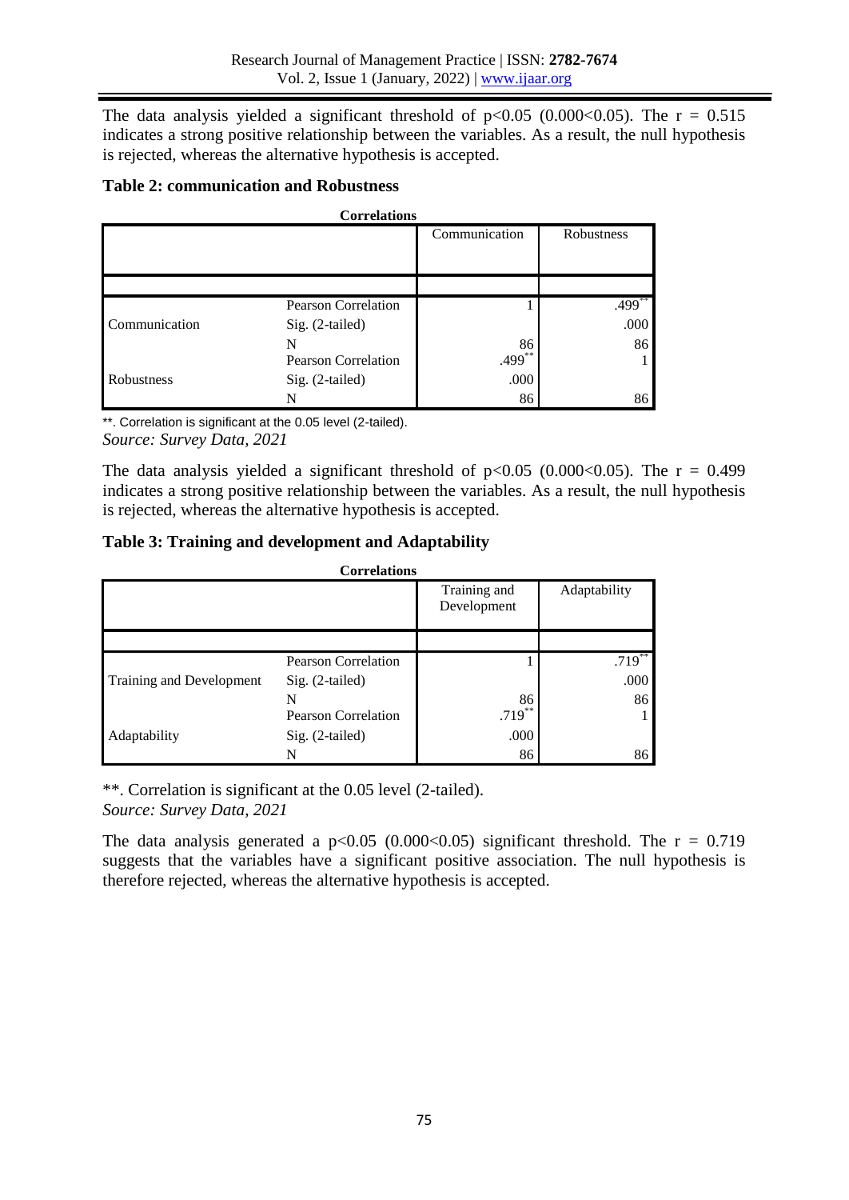The data analysis yielded a significant threshold of $p<0.05$ ($0.000<0.05$). The $r = 0.515$ indicates a strong positive relationship between the variables. As a result, the null hypothesis is rejected, whereas the alternative hypothesis is accepted.

**Table 2: communication and Robustness**

**Correlations**

| | | Communication | Robustness |
|---|---|---|---|
| Communication | Pearson Correlation | 1 | .499** |
| | Sig. (2-tailed) | | .000 |
| | N | 86 | 86 |
| Robustness | Pearson Correlation | .499** | 1 |
| | Sig. (2-tailed) | .000 | |
| | N | 86 | 86 |

**. Correlation is significant at the 0.05 level (2-tailed).

*Source: Survey Data, 2021*

The data analysis yielded a significant threshold of $p<0.05$ ($0.000<0.05$). The $r = 0.499$ indicates a strong positive relationship between the variables. As a result, the null hypothesis is rejected, whereas the alternative hypothesis is accepted.

**Table 3: Training and development and Adaptability**

**Correlations**

| | | Training and Development | Adaptability |
|---|---|---|---|
| Training and Development | Pearson Correlation | 1 | .719** |
| | Sig. (2-tailed) | | .000 |
| | N | 86 | 86 |
| Adaptability | Pearson Correlation | .719** | 1 |
| | Sig. (2-tailed) | .000 | |
| | N | 86 | 86 |

**. Correlation is significant at the 0.05 level (2-tailed).

*Source: Survey Data, 2021*

The data analysis generated a $p<0.05$ ($0.000<0.05$) significant threshold. The $r = 0.719$ suggests that the variables have a significant positive association. The null hypothesis is therefore rejected, whereas the alternative hypothesis is accepted.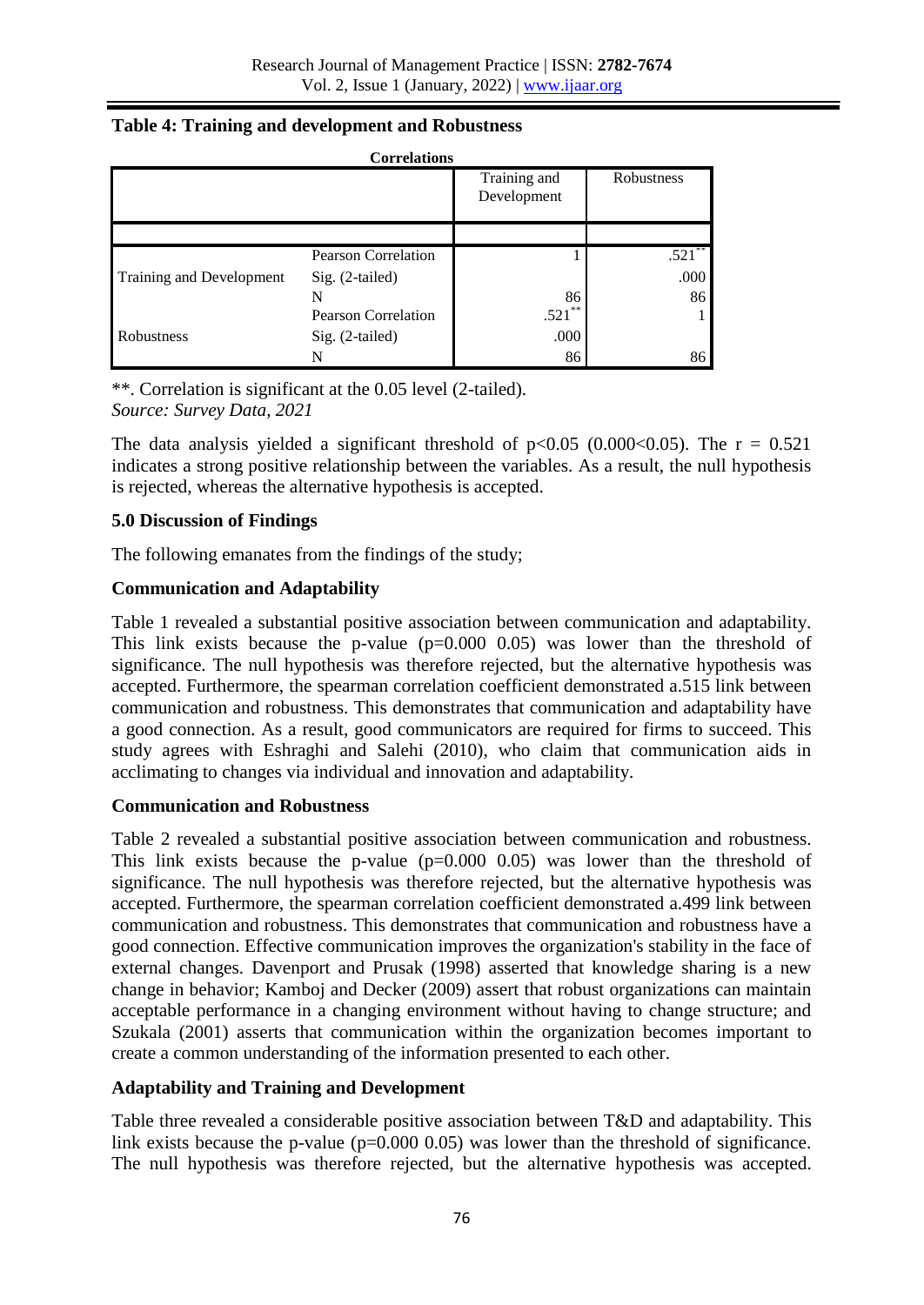**Table 4: Training and development and Robustness**

**Correlations**

| | | Training and Development | Robustness |
|---|---|---|---|
| Training and Development | Pearson Correlation | 1 | .521** |
| | Sig. (2-tailed) | | .000 |
| | N | 86 | 86 |
| Robustness | Pearson Correlation | .521** | 1 |
| | Sig. (2-tailed) | .000 | |
| | N | 86 | 86 |

**. Correlation is significant at the 0.05 level (2-tailed).
*Source: Survey Data, 2021*

The data analysis yielded a significant threshold of $p<0.05$ ($0.000<0.05$). The $r = 0.521$ indicates a strong positive relationship between the variables. As a result, the null hypothesis is rejected, whereas the alternative hypothesis is accepted.

### 5.0 Discussion of Findings

The following emanates from the findings of the study;

#### Communication and Adaptability

Table 1 revealed a substantial positive association between communication and adaptability. This link exists because the p-value (p=0.000 0.05) was lower than the threshold of significance. The null hypothesis was therefore rejected, but the alternative hypothesis was accepted. Furthermore, the spearman correlation coefficient demonstrated a.515 link between communication and robustness. This demonstrates that communication and adaptability have a good connection. As a result, good communicators are required for firms to succeed. This study agrees with Eshraghi and Salehi (2010), who claim that communication aids in acclimating to changes via individual and innovation and adaptability.

#### Communication and Robustness

Table 2 revealed a substantial positive association between communication and robustness. This link exists because the p-value (p=0.000 0.05) was lower than the threshold of significance. The null hypothesis was therefore rejected, but the alternative hypothesis was accepted. Furthermore, the spearman correlation coefficient demonstrated a.499 link between communication and robustness. This demonstrates that communication and robustness have a good connection. Effective communication improves the organization's stability in the face of external changes. Davenport and Prusak (1998) asserted that knowledge sharing is a new change in behavior; Kamboj and Decker (2009) assert that robust organizations can maintain acceptable performance in a changing environment without having to change structure; and Szukala (2001) asserts that communication within the organization becomes important to create a common understanding of the information presented to each other.

#### Adaptability and Training and Development

Table three revealed a considerable positive association between T&D and adaptability. This link exists because the p-value (p=0.000 0.05) was lower than the threshold of significance. The null hypothesis was therefore rejected, but the alternative hypothesis was accepted.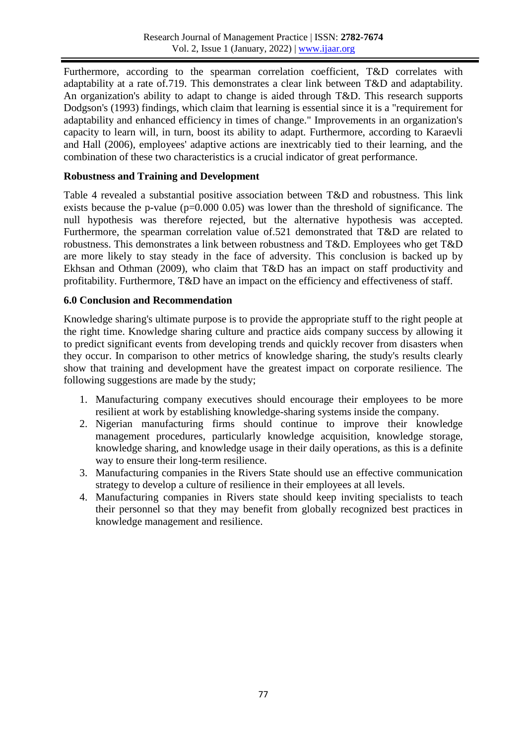Furthermore, according to the spearman correlation coefficient, T&D correlates with adaptability at a rate of.719. This demonstrates a clear link between T&D and adaptability. An organization's ability to adapt to change is aided through T&D. This research supports Dodgson's (1993) findings, which claim that learning is essential since it is a "requirement for adaptability and enhanced efficiency in times of change." Improvements in an organization's capacity to learn will, in turn, boost its ability to adapt. Furthermore, according to Karaevli and Hall (2006), employees' adaptive actions are inextricably tied to their learning, and the combination of these two characteristics is a crucial indicator of great performance.

**Robustness and Training and Development**

Table 4 revealed a substantial positive association between T&D and robustness. This link exists because the p-value (p=0.000 0.05) was lower than the threshold of significance. The null hypothesis was therefore rejected, but the alternative hypothesis was accepted. Furthermore, the spearman correlation value of.521 demonstrated that T&D are related to robustness. This demonstrates a link between robustness and T&D. Employees who get T&D are more likely to stay steady in the face of adversity. This conclusion is backed up by Ekhsan and Othman (2009), who claim that T&D has an impact on staff productivity and profitability. Furthermore, T&D have an impact on the efficiency and effectiveness of staff.

**6.0 Conclusion and Recommendation**

Knowledge sharing's ultimate purpose is to provide the appropriate stuff to the right people at the right time. Knowledge sharing culture and practice aids company success by allowing it to predict significant events from developing trends and quickly recover from disasters when they occur. In comparison to other metrics of knowledge sharing, the study's results clearly show that training and development have the greatest impact on corporate resilience. The following suggestions are made by the study;

1. Manufacturing company executives should encourage their employees to be more resilient at work by establishing knowledge-sharing systems inside the company.
2. Nigerian manufacturing firms should continue to improve their knowledge management procedures, particularly knowledge acquisition, knowledge storage, knowledge sharing, and knowledge usage in their daily operations, as this is a definite way to ensure their long-term resilience.
3. Manufacturing companies in the Rivers State should use an effective communication strategy to develop a culture of resilience in their employees at all levels.
4. Manufacturing companies in Rivers state should keep inviting specialists to teach their personnel so that they may benefit from globally recognized best practices in knowledge management and resilience.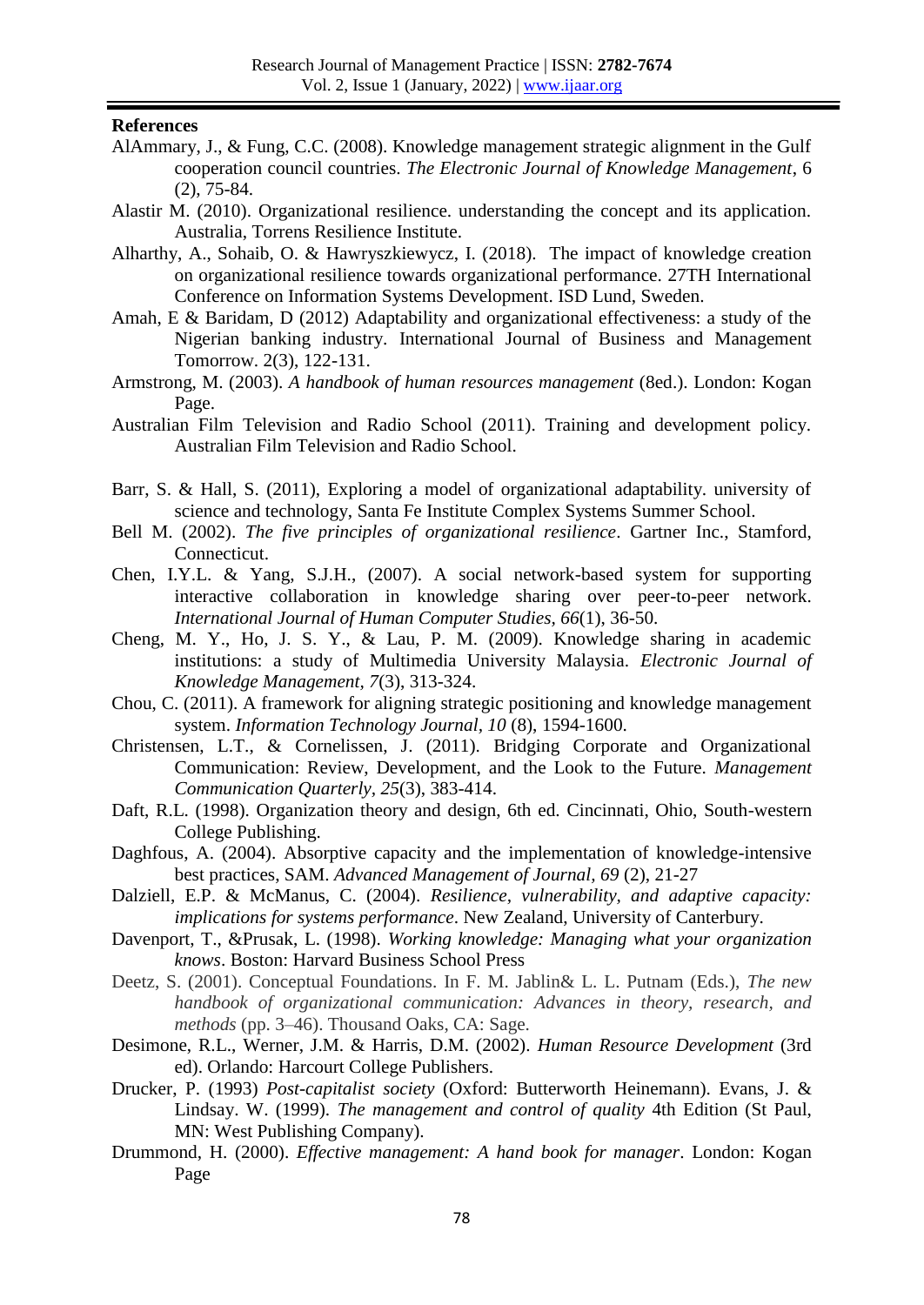**References**

AlAmmary, J., & Fung, C.C. (2008). Knowledge management strategic alignment in the Gulf cooperation council countries. *The Electronic Journal of Knowledge Management*, 6 (2), 75-84.

Alastir M. (2010). Organizational resilience. understanding the concept and its application. Australia, Torrens Resilience Institute.

Alharthy, A., Sohaib, O. & Hawryszkiewycz, I. (2018). The impact of knowledge creation on organizational resilience towards organizational performance. 27TH International Conference on Information Systems Development. ISD Lund, Sweden.

Amah, E & Baridam, D (2012) Adaptability and organizational effectiveness: a study of the Nigerian banking industry. International Journal of Business and Management Tomorrow. 2(3), 122-131.

Armstrong, M. (2003). *A handbook of human resources management* (8ed.). London: Kogan Page.

Australian Film Television and Radio School (2011). Training and development policy. Australian Film Television and Radio School.

Barr, S. & Hall, S. (2011), Exploring a model of organizational adaptability. university of science and technology, Santa Fe Institute Complex Systems Summer School.

Bell M. (2002). *The five principles of organizational resilience*. Gartner Inc., Stamford, Connecticut.

Chen, I.Y.L. & Yang, S.J.H., (2007). A social network-based system for supporting interactive collaboration in knowledge sharing over peer-to-peer network. *International Journal of Human Computer Studies, 66*(1), 36-50.

Cheng, M. Y., Ho, J. S. Y., & Lau, P. M. (2009). Knowledge sharing in academic institutions: a study of Multimedia University Malaysia. *Electronic Journal of Knowledge Management, 7*(3), 313-324.

Chou, C. (2011). A framework for aligning strategic positioning and knowledge management system. *Information Technology Journal, 10* (8), 1594-1600.

Christensen, L.T., & Cornelissen, J. (2011). Bridging Corporate and Organizational Communication: Review, Development, and the Look to the Future. *Management Communication Quarterly, 25*(3), 383-414.

Daft, R.L. (1998). Organization theory and design, 6th ed. Cincinnati, Ohio, South-western College Publishing.

Daghfous, A. (2004). Absorptive capacity and the implementation of knowledge-intensive best practices, SAM. *Advanced Management of Journal, 69* (2), 21-27

Dalziell, E.P. & McManus, C. (2004). *Resilience, vulnerability, and adaptive capacity: implications for systems performance*. New Zealand, University of Canterbury.

Davenport, T., &Prusak, L. (1998). *Working knowledge: Managing what your organization knows*. Boston: Harvard Business School Press

Deetz, S. (2001). Conceptual Foundations. In F. M. Jablin& L. L. Putnam (Eds.), *The new handbook of organizational communication: Advances in theory, research, and methods* (pp. 3–46). Thousand Oaks, CA: Sage.

Desimone, R.L., Werner, J.M. & Harris, D.M. (2002). *Human Resource Development* (3rd ed). Orlando: Harcourt College Publishers.

Drucker, P. (1993) *Post-capitalist society* (Oxford: Butterworth Heinemann). Evans, J. & Lindsay. W. (1999). *The management and control of quality* 4th Edition (St Paul, MN: West Publishing Company).

Drummond, H. (2000). *Effective management: A hand book for manager*. London: Kogan Page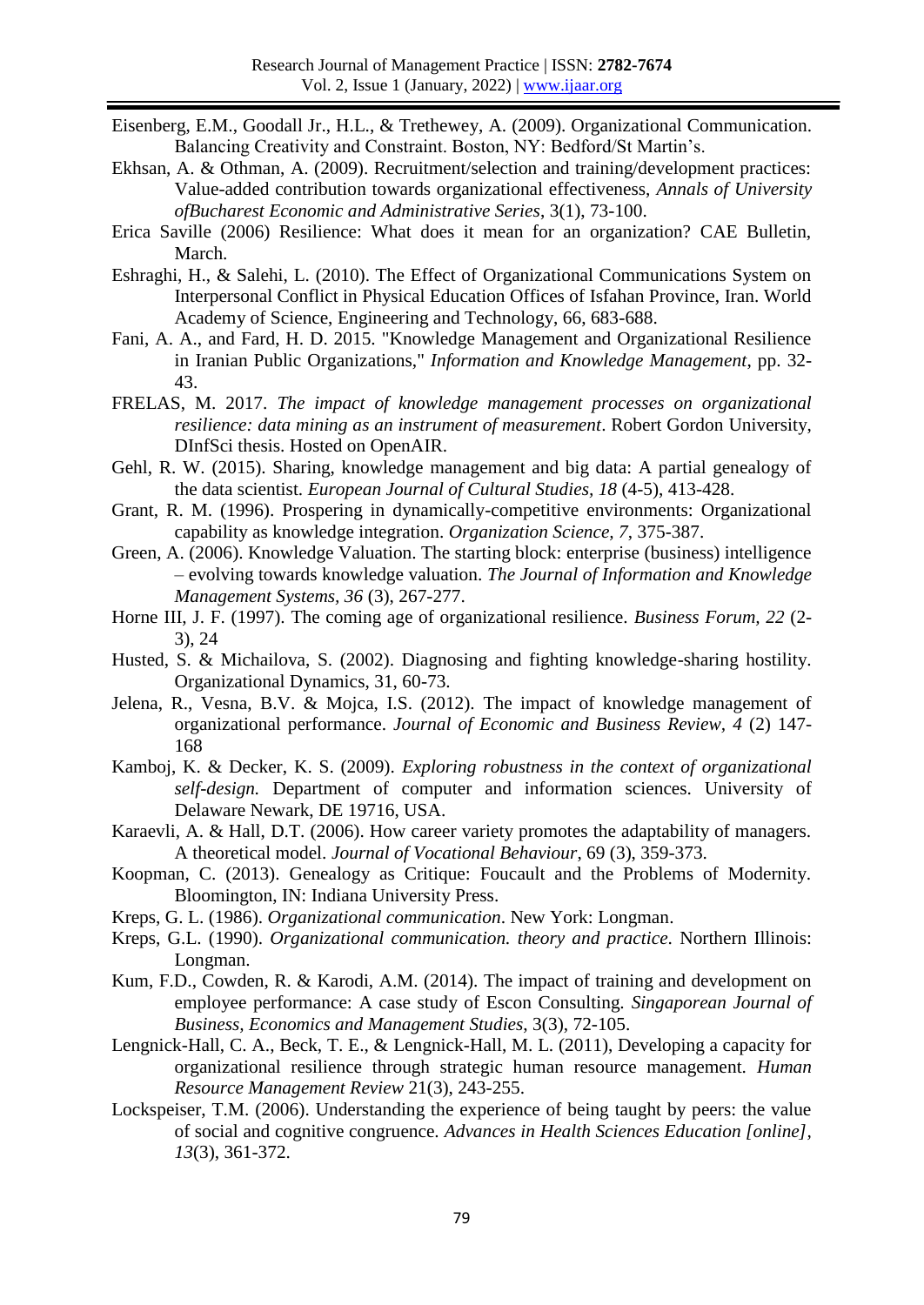Eisenberg, E.M., Goodall Jr., H.L., & Trethewey, A. (2009). Organizational Communication. Balancing Creativity and Constraint. Boston, NY: Bedford/St Martin's.

Ekhsan, A. & Othman, A. (2009). Recruitment/selection and training/development practices: Value-added contribution towards organizational effectiveness, *Annals of University ofBucharest Economic and Administrative Series*, 3(1), 73-100.

Erica Saville (2006) Resilience: What does it mean for an organization? CAE Bulletin, March.

Eshraghi, H., & Salehi, L. (2010). The Effect of Organizational Communications System on Interpersonal Conflict in Physical Education Offices of Isfahan Province, Iran. World Academy of Science, Engineering and Technology, 66, 683-688.

Fani, A. A., and Fard, H. D. 2015. "Knowledge Management and Organizational Resilience in Iranian Public Organizations," *Information and Knowledge Management*, pp. 32-43.

FRELAS, M. 2017. *The impact of knowledge management processes on organizational resilience: data mining as an instrument of measurement*. Robert Gordon University, DInfSci thesis. Hosted on OpenAIR.

Gehl, R. W. (2015). Sharing, knowledge management and big data: A partial genealogy of the data scientist. *European Journal of Cultural Studies, 18* (4-5), 413-428.

Grant, R. M. (1996). Prospering in dynamically-competitive environments: Organizational capability as knowledge integration. *Organization Science, 7*, 375-387.

Green, A. (2006). Knowledge Valuation. The starting block: enterprise (business) intelligence – evolving towards knowledge valuation. *The Journal of Information and Knowledge Management Systems, 36* (3), 267-277.

Horne III, J. F. (1997). The coming age of organizational resilience. *Business Forum, 22* (2-3), 24

Husted, S. & Michailova, S. (2002). Diagnosing and fighting knowledge-sharing hostility. Organizational Dynamics, 31, 60-73.

Jelena, R., Vesna, B.V. & Mojca, I.S. (2012). The impact of knowledge management of organizational performance. *Journal of Economic and Business Review, 4* (2) 147-168

Kamboj, K. & Decker, K. S. (2009). *Exploring robustness in the context of organizational self-design.* Department of computer and information sciences. University of Delaware Newark, DE 19716, USA.

Karaevli, A. & Hall, D.T. (2006). How career variety promotes the adaptability of managers. A theoretical model. *Journal of Vocational Behaviour*, 69 (3), 359-373.

Koopman, C. (2013). Genealogy as Critique: Foucault and the Problems of Modernity. Bloomington, IN: Indiana University Press.

Kreps, G. L. (1986). *Organizational communication*. New York: Longman.

Kreps, G.L. (1990). *Organizational communication. theory and practice.* Northern Illinois: Longman.

Kum, F.D., Cowden, R. & Karodi, A.M. (2014). The impact of training and development on employee performance: A case study of Escon Consulting. *Singaporean Journal of Business, Economics and Management Studies*, 3(3), 72-105.

Lengnick-Hall, C. A., Beck, T. E., & Lengnick-Hall, M. L. (2011), Developing a capacity for organizational resilience through strategic human resource management. *Human Resource Management Review* 21(3), 243-255.

Lockspeiser, T.M. (2006). Understanding the experience of being taught by peers: the value of social and cognitive congruence. *Advances in Health Sciences Education [online], 13*(3), 361-372.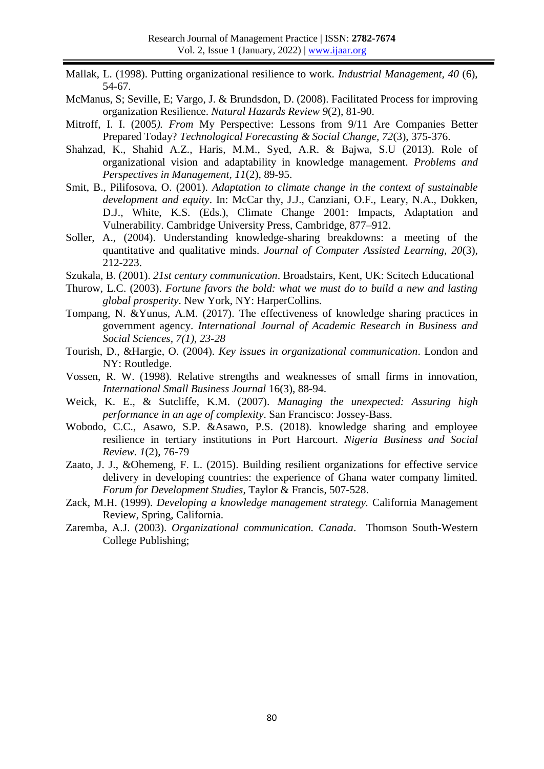Mallak, L. (1998). Putting organizational resilience to work. *Industrial Management, 40* (6), 54-67.

McManus, S; Seville, E; Vargo, J. & Brundsdon, D. (2008). Facilitated Process for improving organization Resilience. *Natural Hazards Review 9*(2), 81-90.

Mitroff, I. I. (2005*). From* My Perspective: Lessons from 9/11 Are Companies Better Prepared Today? *Technological Forecasting & Social Change, 72*(3), 375-376.

Shahzad, K., Shahid A.Z., Haris, M.M., Syed, A.R. & Bajwa, S.U (2013). Role of organizational vision and adaptability in knowledge management. *Problems and Perspectives in Management*, *11*(2), 89-95.

Smit, B., Pilifosova, O. (2001). *Adaptation to climate change in the context of sustainable development and equity*. In: McCar thy, J.J., Canziani, O.F., Leary, N.A., Dokken, D.J., White, K.S. (Eds.), Climate Change 2001: Impacts, Adaptation and Vulnerability. Cambridge University Press, Cambridge, 877–912.

Soller, A., (2004). Understanding knowledge-sharing breakdowns: a meeting of the quantitative and qualitative minds. *Journal of Computer Assisted Learning, 20*(3), 212-223.

Szukala, B. (2001). *21st century communication*. Broadstairs, Kent, UK: Scitech Educational

Thurow, L.C. (2003). *Fortune favors the bold: what we must do to build a new and lasting global prosperity*. New York, NY: HarperCollins.

Tompang, N. &Yunus, A.M. (2017). The effectiveness of knowledge sharing practices in government agency. *International Journal of Academic Research in Business and Social Sciences, 7(1), 23-28*

Tourish, D., &Hargie, O. (2004). *Key issues in organizational communication*. London and NY: Routledge.

Vossen, R. W. (1998). Relative strengths and weaknesses of small firms in innovation, *International Small Business Journal* 16(3), 88-94.

Weick, K. E., & Sutcliffe, K.M. (2007). *Managing the unexpected: Assuring high performance in an age of complexity*. San Francisco: Jossey-Bass.

Wobodo, C.C., Asawo, S.P. &Asawo, P.S. (2018). knowledge sharing and employee resilience in tertiary institutions in Port Harcourt. *Nigeria Business and Social Review. 1*(2), 76-79

Zaato, J. J., &Ohemeng, F. L. (2015). Building resilient organizations for effective service delivery in developing countries: the experience of Ghana water company limited. *Forum for Development Studies*, Taylor & Francis, 507-528.

Zack, M.H. (1999). *Developing a knowledge management strategy.* California Management Review, Spring, California.

Zaremba, A.J. (2003). *Organizational communication. Canada*. Thomson South-Western College Publishing;